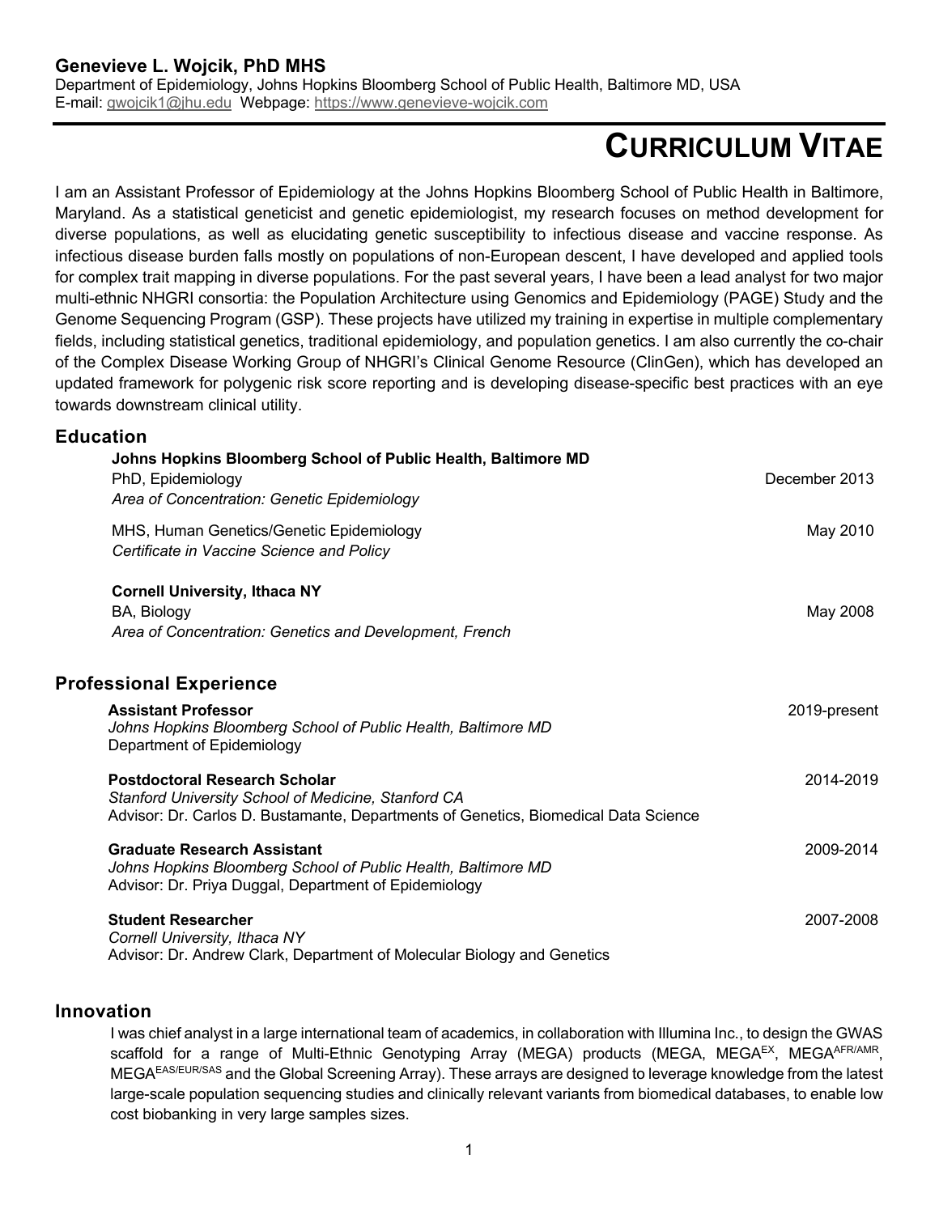**Genevieve L. Wojcik, PhD MHS**
Department of Epidemiology, Johns Hopkins Bloomberg School of Public Health, Baltimore MD, USA
E-mail: gwojcik1@jhu.edu Webpage: https://www.genevieve-wojcik.com

# CURRICULUM VITAE

I am an Assistant Professor of Epidemiology at the Johns Hopkins Bloomberg School of Public Health in Baltimore, Maryland. As a statistical geneticist and genetic epidemiologist, my research focuses on method development for diverse populations, as well as elucidating genetic susceptibility to infectious disease and vaccine response. As infectious disease burden falls mostly on populations of non-European descent, I have developed and applied tools for complex trait mapping in diverse populations. For the past several years, I have been a lead analyst for two major multi-ethnic NHGRI consortia: the Population Architecture using Genomics and Epidemiology (PAGE) Study and the Genome Sequencing Program (GSP). These projects have utilized my training in expertise in multiple complementary fields, including statistical genetics, traditional epidemiology, and population genetics. I am also currently the co-chair of the Complex Disease Working Group of NHGRI's Clinical Genome Resource (ClinGen), which has developed an updated framework for polygenic risk score reporting and is developing disease-specific best practices with an eye towards downstream clinical utility.

## Education

**Johns Hopkins Bloomberg School of Public Health, Baltimore MD**
PhD, Epidemiology — December 2013
*Area of Concentration: Genetic Epidemiology*

MHS, Human Genetics/Genetic Epidemiology — May 2010
*Certificate in Vaccine Science and Policy*

**Cornell University, Ithaca NY**
BA, Biology — May 2008
*Area of Concentration: Genetics and Development, French*

## Professional Experience

**Assistant Professor** — 2019-present
*Johns Hopkins Bloomberg School of Public Health, Baltimore MD*
Department of Epidemiology

**Postdoctoral Research Scholar** — 2014-2019
*Stanford University School of Medicine, Stanford CA*
Advisor: Dr. Carlos D. Bustamante, Departments of Genetics, Biomedical Data Science

**Graduate Research Assistant** — 2009-2014
*Johns Hopkins Bloomberg School of Public Health, Baltimore MD*
Advisor: Dr. Priya Duggal, Department of Epidemiology

**Student Researcher** — 2007-2008
*Cornell University, Ithaca NY*
Advisor: Dr. Andrew Clark, Department of Molecular Biology and Genetics

## Innovation

I was chief analyst in a large international team of academics, in collaboration with Illumina Inc., to design the GWAS scaffold for a range of Multi-Ethnic Genotyping Array (MEGA) products (MEGA, $\text{MEGA}^{\text{EX}}$, $\text{MEGA}^{\text{AFR/AMR}}$, $\text{MEGA}^{\text{EAS/EUR/SAS}}$ and the Global Screening Array). These arrays are designed to leverage knowledge from the latest large-scale population sequencing studies and clinically relevant variants from biomedical databases, to enable low cost biobanking in very large samples sizes.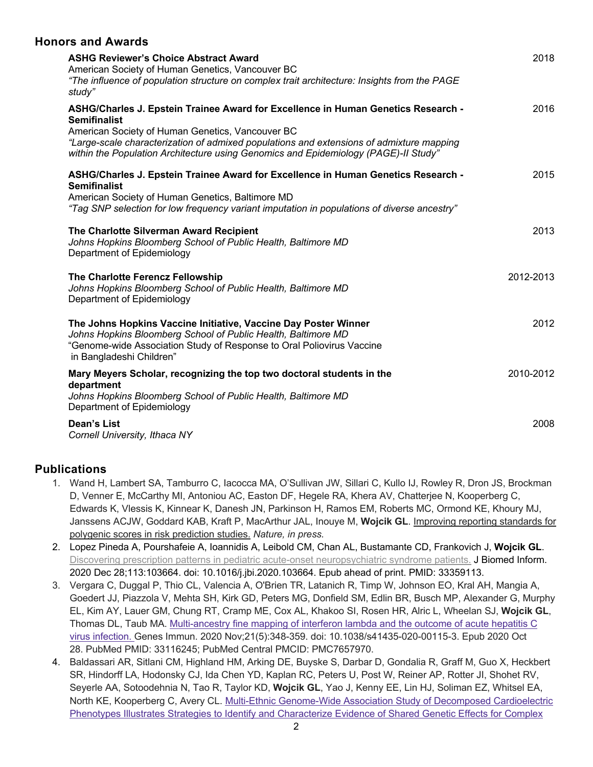## Honors and Awards

**ASHG Reviewer's Choice Abstract Award** 2018
American Society of Human Genetics, Vancouver BC
*"The influence of population structure on complex trait architecture: Insights from the PAGE study"*

**ASHG/Charles J. Epstein Trainee Award for Excellence in Human Genetics Research - Semifinalist** 2016
American Society of Human Genetics, Vancouver BC
*"Large-scale characterization of admixed populations and extensions of admixture mapping within the Population Architecture using Genomics and Epidemiology (PAGE)-II Study"*

**ASHG/Charles J. Epstein Trainee Award for Excellence in Human Genetics Research - Semifinalist** 2015
American Society of Human Genetics, Baltimore MD
*"Tag SNP selection for low frequency variant imputation in populations of diverse ancestry"*

**The Charlotte Silverman Award Recipient** 2013
*Johns Hopkins Bloomberg School of Public Health, Baltimore MD*
Department of Epidemiology

**The Charlotte Ferencz Fellowship** 2012-2013
*Johns Hopkins Bloomberg School of Public Health, Baltimore MD*
Department of Epidemiology

**The Johns Hopkins Vaccine Initiative, Vaccine Day Poster Winner** 2012
*Johns Hopkins Bloomberg School of Public Health, Baltimore MD*
"Genome-wide Association Study of Response to Oral Poliovirus Vaccine in Bangladeshi Children"

**Mary Meyers Scholar, recognizing the top two doctoral students in the department** 2010-2012
*Johns Hopkins Bloomberg School of Public Health, Baltimore MD*
Department of Epidemiology

**Dean's List** 2008
*Cornell University, Ithaca NY*

## Publications

1. Wand H, Lambert SA, Tamburro C, Iacocca MA, O'Sullivan JW, Sillari C, Kullo IJ, Rowley R, Dron JS, Brockman D, Venner E, McCarthy MI, Antoniou AC, Easton DF, Hegele RA, Khera AV, Chatterjee N, Kooperberg C, Edwards K, Vlessis K, Kinnear K, Danesh JN, Parkinson H, Ramos EM, Roberts MC, Ormond KE, Khoury MJ, Janssens ACJW, Goddard KAB, Kraft P, MacArthur JAL, Inouye M, **Wojcik GL**. Improving reporting standards for polygenic scores in risk prediction studies. *Nature, in press.*
2. Lopez Pineda A, Pourshafeie A, Ioannidis A, Leibold CM, Chan AL, Bustamante CD, Frankovich J, **Wojcik GL**. Discovering prescription patterns in pediatric acute-onset neuropsychiatric syndrome patients. J Biomed Inform. 2020 Dec 28;113:103664. doi: 10.1016/j.jbi.2020.103664. Epub ahead of print. PMID: 33359113.
3. Vergara C, Duggal P, Thio CL, Valencia A, O'Brien TR, Latanich R, Timp W, Johnson EO, Kral AH, Mangia A, Goedert JJ, Piazzola V, Mehta SH, Kirk GD, Peters MG, Donfield SM, Edlin BR, Busch MP, Alexander G, Murphy EL, Kim AY, Lauer GM, Chung RT, Cramp ME, Cox AL, Khakoo SI, Rosen HR, Alric L, Wheelan SJ, **Wojcik GL**, Thomas DL, Taub MA. Multi-ancestry fine mapping of interferon lambda and the outcome of acute hepatitis C virus infection. Genes Immun. 2020 Nov;21(5):348-359. doi: 10.1038/s41435-020-00115-3. Epub 2020 Oct 28. PubMed PMID: 33116245; PubMed Central PMCID: PMC7657970.
4. Baldassari AR, Sitlani CM, Highland HM, Arking DE, Buyske S, Darbar D, Gondalia R, Graff M, Guo X, Heckbert SR, Hindorff LA, Hodonsky CJ, Ida Chen YD, Kaplan RC, Peters U, Post W, Reiner AP, Rotter JI, Shohet RV, Seyerle AA, Sotoodehnia N, Tao R, Taylor KD, **Wojcik GL**, Yao J, Kenny EE, Lin HJ, Soliman EZ, Whitsel EA, North KE, Kooperberg C, Avery CL. Multi-Ethnic Genome-Wide Association Study of Decomposed Cardioelectric Phenotypes Illustrates Strategies to Identify and Characterize Evidence of Shared Genetic Effects for Complex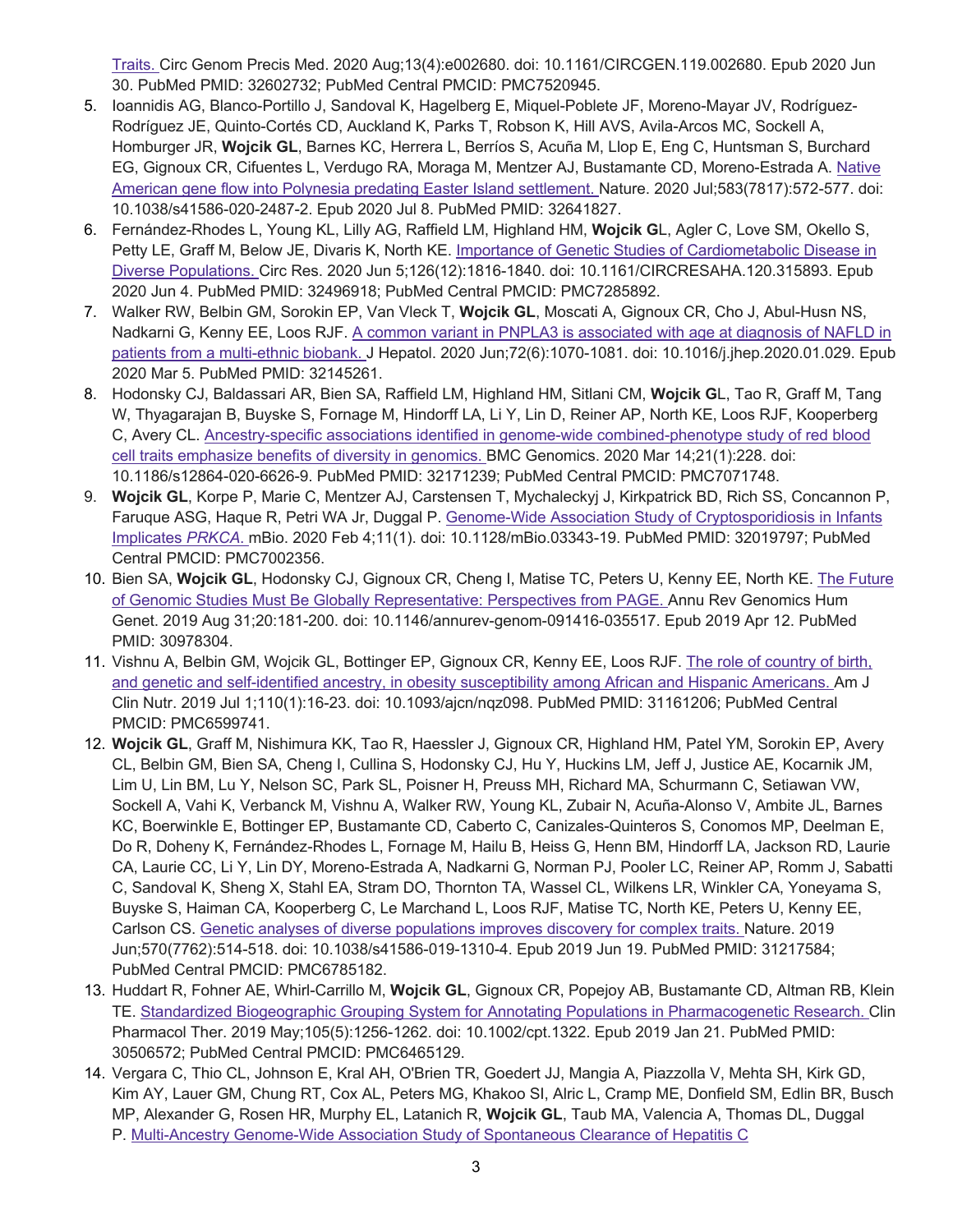Traits. Circ Genom Precis Med. 2020 Aug;13(4):e002680. doi: 10.1161/CIRCGEN.119.002680. Epub 2020 Jun 30. PubMed PMID: 32602732; PubMed Central PMCID: PMC7520945.

5. Ioannidis AG, Blanco-Portillo J, Sandoval K, Hagelberg E, Miquel-Poblete JF, Moreno-Mayar JV, Rodríguez-Rodríguez JE, Quinto-Cortés CD, Auckland K, Parks T, Robson K, Hill AVS, Avila-Arcos MC, Sockell A, Homburger JR, **Wojcik GL**, Barnes KC, Herrera L, Berríos S, Acuña M, Llop E, Eng C, Huntsman S, Burchard EG, Gignoux CR, Cifuentes L, Verdugo RA, Moraga M, Mentzer AJ, Bustamante CD, Moreno-Estrada A. Native American gene flow into Polynesia predating Easter Island settlement. Nature. 2020 Jul;583(7817):572-577. doi: 10.1038/s41586-020-2487-2. Epub 2020 Jul 8. PubMed PMID: 32641827.
6. Fernández-Rhodes L, Young KL, Lilly AG, Raffield LM, Highland HM, **Wojcik G**L, Agler C, Love SM, Okello S, Petty LE, Graff M, Below JE, Divaris K, North KE. Importance of Genetic Studies of Cardiometabolic Disease in Diverse Populations. Circ Res. 2020 Jun 5;126(12):1816-1840. doi: 10.1161/CIRCRESAHA.120.315893. Epub 2020 Jun 4. PubMed PMID: 32496918; PubMed Central PMCID: PMC7285892.
7. Walker RW, Belbin GM, Sorokin EP, Van Vleck T, **Wojcik GL**, Moscati A, Gignoux CR, Cho J, Abul-Husn NS, Nadkarni G, Kenny EE, Loos RJF. A common variant in PNPLA3 is associated with age at diagnosis of NAFLD in patients from a multi-ethnic biobank. J Hepatol. 2020 Jun;72(6):1070-1081. doi: 10.1016/j.jhep.2020.01.029. Epub 2020 Mar 5. PubMed PMID: 32145261.
8. Hodonsky CJ, Baldassari AR, Bien SA, Raffield LM, Highland HM, Sitlani CM, **Wojcik G**L, Tao R, Graff M, Tang W, Thyagarajan B, Buyske S, Fornage M, Hindorff LA, Li Y, Lin D, Reiner AP, North KE, Loos RJF, Kooperberg C, Avery CL. Ancestry-specific associations identified in genome-wide combined-phenotype study of red blood cell traits emphasize benefits of diversity in genomics. BMC Genomics. 2020 Mar 14;21(1):228. doi: 10.1186/s12864-020-6626-9. PubMed PMID: 32171239; PubMed Central PMCID: PMC7071748.
9. **Wojcik GL**, Korpe P, Marie C, Mentzer AJ, Carstensen T, Mychaleckyj J, Kirkpatrick BD, Rich SS, Concannon P, Faruque ASG, Haque R, Petri WA Jr, Duggal P. Genome-Wide Association Study of Cryptosporidiosis in Infants Implicates *PRKCA*. mBio. 2020 Feb 4;11(1). doi: 10.1128/mBio.03343-19. PubMed PMID: 32019797; PubMed Central PMCID: PMC7002356.
10. Bien SA, **Wojcik GL**, Hodonsky CJ, Gignoux CR, Cheng I, Matise TC, Peters U, Kenny EE, North KE. The Future of Genomic Studies Must Be Globally Representative: Perspectives from PAGE. Annu Rev Genomics Hum Genet. 2019 Aug 31;20:181-200. doi: 10.1146/annurev-genom-091416-035517. Epub 2019 Apr 12. PubMed PMID: 30978304.
11. Vishnu A, Belbin GM, Wojcik GL, Bottinger EP, Gignoux CR, Kenny EE, Loos RJF. The role of country of birth, and genetic and self-identified ancestry, in obesity susceptibility among African and Hispanic Americans. Am J Clin Nutr. 2019 Jul 1;110(1):16-23. doi: 10.1093/ajcn/nqz098. PubMed PMID: 31161206; PubMed Central PMCID: PMC6599741.
12. **Wojcik GL**, Graff M, Nishimura KK, Tao R, Haessler J, Gignoux CR, Highland HM, Patel YM, Sorokin EP, Avery CL, Belbin GM, Bien SA, Cheng I, Cullina S, Hodonsky CJ, Hu Y, Huckins LM, Jeff J, Justice AE, Kocarnik JM, Lim U, Lin BM, Lu Y, Nelson SC, Park SL, Poisner H, Preuss MH, Richard MA, Schurmann C, Setiawan VW, Sockell A, Vahi K, Verbanck M, Vishnu A, Walker RW, Young KL, Zubair N, Acuña-Alonso V, Ambite JL, Barnes KC, Boerwinkle E, Bottinger EP, Bustamante CD, Caberto C, Canizales-Quinteros S, Conomos MP, Deelman E, Do R, Doheny K, Fernández-Rhodes L, Fornage M, Hailu B, Heiss G, Henn BM, Hindorff LA, Jackson RD, Laurie CA, Laurie CC, Li Y, Lin DY, Moreno-Estrada A, Nadkarni G, Norman PJ, Pooler LC, Reiner AP, Romm J, Sabatti C, Sandoval K, Sheng X, Stahl EA, Stram DO, Thornton TA, Wassel CL, Wilkens LR, Winkler CA, Yoneyama S, Buyske S, Haiman CA, Kooperberg C, Le Marchand L, Loos RJF, Matise TC, North KE, Peters U, Kenny EE, Carlson CS. Genetic analyses of diverse populations improves discovery for complex traits. Nature. 2019 Jun;570(7762):514-518. doi: 10.1038/s41586-019-1310-4. Epub 2019 Jun 19. PubMed PMID: 31217584; PubMed Central PMCID: PMC6785182.
13. Huddart R, Fohner AE, Whirl-Carrillo M, **Wojcik GL**, Gignoux CR, Popejoy AB, Bustamante CD, Altman RB, Klein TE. Standardized Biogeographic Grouping System for Annotating Populations in Pharmacogenetic Research. Clin Pharmacol Ther. 2019 May;105(5):1256-1262. doi: 10.1002/cpt.1322. Epub 2019 Jan 21. PubMed PMID: 30506572; PubMed Central PMCID: PMC6465129.
14. Vergara C, Thio CL, Johnson E, Kral AH, O'Brien TR, Goedert JJ, Mangia A, Piazzolla V, Mehta SH, Kirk GD, Kim AY, Lauer GM, Chung RT, Cox AL, Peters MG, Khakoo SI, Alric L, Cramp ME, Donfield SM, Edlin BR, Busch MP, Alexander G, Rosen HR, Murphy EL, Latanich R, **Wojcik GL**, Taub MA, Valencia A, Thomas DL, Duggal P. Multi-Ancestry Genome-Wide Association Study of Spontaneous Clearance of Hepatitis C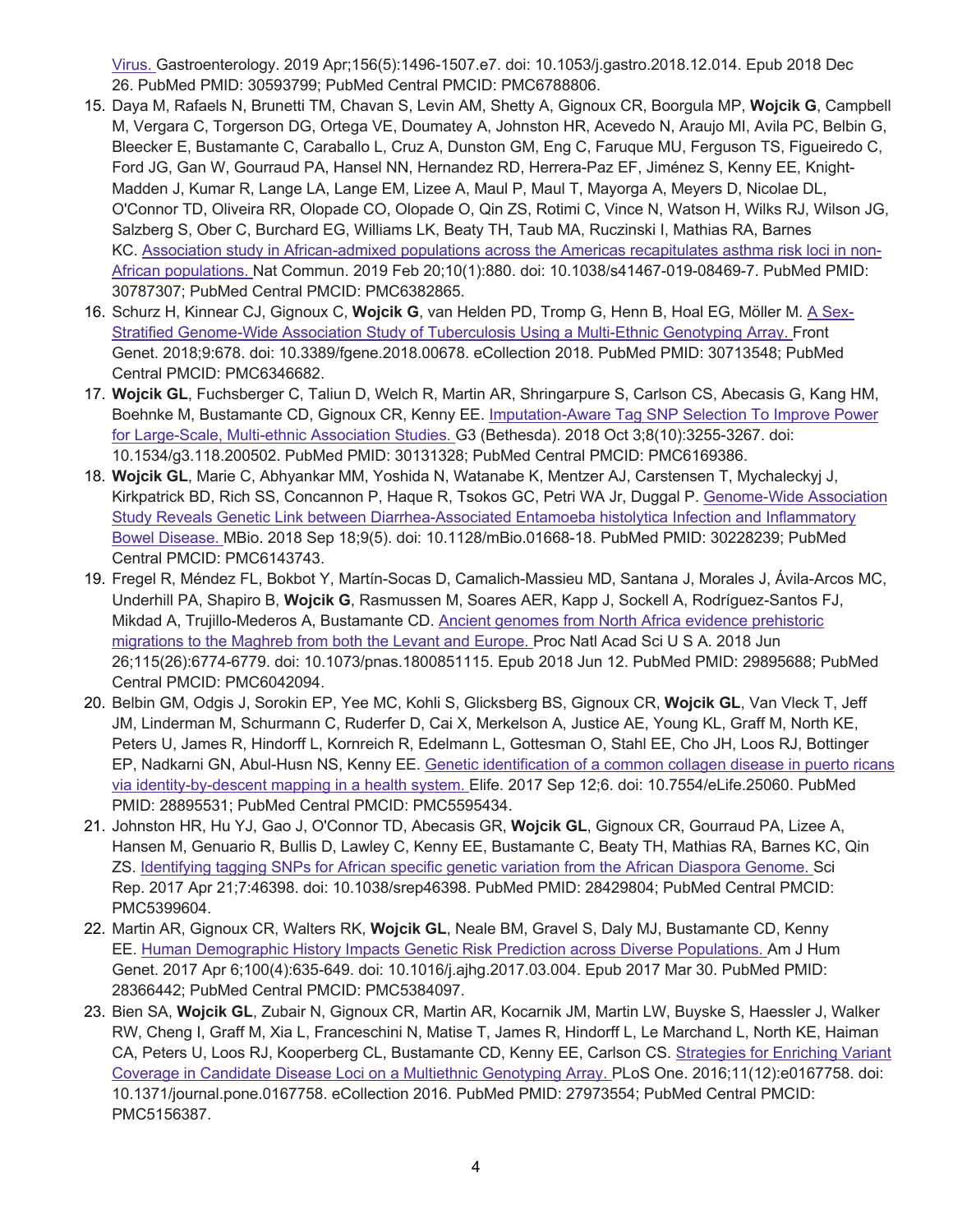Virus. Gastroenterology. 2019 Apr;156(5):1496-1507.e7. doi: 10.1053/j.gastro.2018.12.014. Epub 2018 Dec 26. PubMed PMID: 30593799; PubMed Central PMCID: PMC6788806.

15. Daya M, Rafaels N, Brunetti TM, Chavan S, Levin AM, Shetty A, Gignoux CR, Boorgula MP, **Wojcik G**, Campbell M, Vergara C, Torgerson DG, Ortega VE, Doumatey A, Johnston HR, Acevedo N, Araujo MI, Avila PC, Belbin G, Bleecker E, Bustamante C, Caraballo L, Cruz A, Dunston GM, Eng C, Faruque MU, Ferguson TS, Figueiredo C, Ford JG, Gan W, Gourraud PA, Hansel NN, Hernandez RD, Herrera-Paz EF, Jiménez S, Kenny EE, Knight-Madden J, Kumar R, Lange LA, Lange EM, Lizee A, Maul P, Maul T, Mayorga A, Meyers D, Nicolae DL, O'Connor TD, Oliveira RR, Olopade CO, Olopade O, Qin ZS, Rotimi C, Vince N, Watson H, Wilks RJ, Wilson JG, Salzberg S, Ober C, Burchard EG, Williams LK, Beaty TH, Taub MA, Ruczinski I, Mathias RA, Barnes KC. Association study in African-admixed populations across the Americas recapitulates asthma risk loci in non-African populations. Nat Commun. 2019 Feb 20;10(1):880. doi: 10.1038/s41467-019-08469-7. PubMed PMID: 30787307; PubMed Central PMCID: PMC6382865.
16. Schurz H, Kinnear CJ, Gignoux C, **Wojcik G**, van Helden PD, Tromp G, Henn B, Hoal EG, Möller M. A Sex-Stratified Genome-Wide Association Study of Tuberculosis Using a Multi-Ethnic Genotyping Array. Front Genet. 2018;9:678. doi: 10.3389/fgene.2018.00678. eCollection 2018. PubMed PMID: 30713548; PubMed Central PMCID: PMC6346682.
17. **Wojcik GL**, Fuchsberger C, Taliun D, Welch R, Martin AR, Shringarpure S, Carlson CS, Abecasis G, Kang HM, Boehnke M, Bustamante CD, Gignoux CR, Kenny EE. Imputation-Aware Tag SNP Selection To Improve Power for Large-Scale, Multi-ethnic Association Studies. G3 (Bethesda). 2018 Oct 3;8(10):3255-3267. doi: 10.1534/g3.118.200502. PubMed PMID: 30131328; PubMed Central PMCID: PMC6169386.
18. **Wojcik GL**, Marie C, Abhyankar MM, Yoshida N, Watanabe K, Mentzer AJ, Carstensen T, Mychaleckyj J, Kirkpatrick BD, Rich SS, Concannon P, Haque R, Tsokos GC, Petri WA Jr, Duggal P. Genome-Wide Association Study Reveals Genetic Link between Diarrhea-Associated Entamoeba histolytica Infection and Inflammatory Bowel Disease. MBio. 2018 Sep 18;9(5). doi: 10.1128/mBio.01668-18. PubMed PMID: 30228239; PubMed Central PMCID: PMC6143743.
19. Fregel R, Méndez FL, Bokbot Y, Martín-Socas D, Camalich-Massieu MD, Santana J, Morales J, Ávila-Arcos MC, Underhill PA, Shapiro B, **Wojcik G**, Rasmussen M, Soares AER, Kapp J, Sockell A, Rodríguez-Santos FJ, Mikdad A, Trujillo-Mederos A, Bustamante CD. Ancient genomes from North Africa evidence prehistoric migrations to the Maghreb from both the Levant and Europe. Proc Natl Acad Sci U S A. 2018 Jun 26;115(26):6774-6779. doi: 10.1073/pnas.1800851115. Epub 2018 Jun 12. PubMed PMID: 29895688; PubMed Central PMCID: PMC6042094.
20. Belbin GM, Odgis J, Sorokin EP, Yee MC, Kohli S, Glicksberg BS, Gignoux CR, **Wojcik GL**, Van Vleck T, Jeff JM, Linderman M, Schurmann C, Ruderfer D, Cai X, Merkelson A, Justice AE, Young KL, Graff M, North KE, Peters U, James R, Hindorff L, Kornreich R, Edelmann L, Gottesman O, Stahl EE, Cho JH, Loos RJ, Bottinger EP, Nadkarni GN, Abul-Husn NS, Kenny EE. Genetic identification of a common collagen disease in puerto ricans via identity-by-descent mapping in a health system. Elife. 2017 Sep 12;6. doi: 10.7554/eLife.25060. PubMed PMID: 28895531; PubMed Central PMCID: PMC5595434.
21. Johnston HR, Hu YJ, Gao J, O'Connor TD, Abecasis GR, **Wojcik GL**, Gignoux CR, Gourraud PA, Lizee A, Hansen M, Genuario R, Bullis D, Lawley C, Kenny EE, Bustamante C, Beaty TH, Mathias RA, Barnes KC, Qin ZS. Identifying tagging SNPs for African specific genetic variation from the African Diaspora Genome. Sci Rep. 2017 Apr 21;7:46398. doi: 10.1038/srep46398. PubMed PMID: 28429804; PubMed Central PMCID: PMC5399604.
22. Martin AR, Gignoux CR, Walters RK, **Wojcik GL**, Neale BM, Gravel S, Daly MJ, Bustamante CD, Kenny EE. Human Demographic History Impacts Genetic Risk Prediction across Diverse Populations. Am J Hum Genet. 2017 Apr 6;100(4):635-649. doi: 10.1016/j.ajhg.2017.03.004. Epub 2017 Mar 30. PubMed PMID: 28366442; PubMed Central PMCID: PMC5384097.
23. Bien SA, **Wojcik GL**, Zubair N, Gignoux CR, Martin AR, Kocarnik JM, Martin LW, Buyske S, Haessler J, Walker RW, Cheng I, Graff M, Xia L, Franceschini N, Matise T, James R, Hindorff L, Le Marchand L, North KE, Haiman CA, Peters U, Loos RJ, Kooperberg CL, Bustamante CD, Kenny EE, Carlson CS. Strategies for Enriching Variant Coverage in Candidate Disease Loci on a Multiethnic Genotyping Array. PLoS One. 2016;11(12):e0167758. doi: 10.1371/journal.pone.0167758. eCollection 2016. PubMed PMID: 27973554; PubMed Central PMCID: PMC5156387.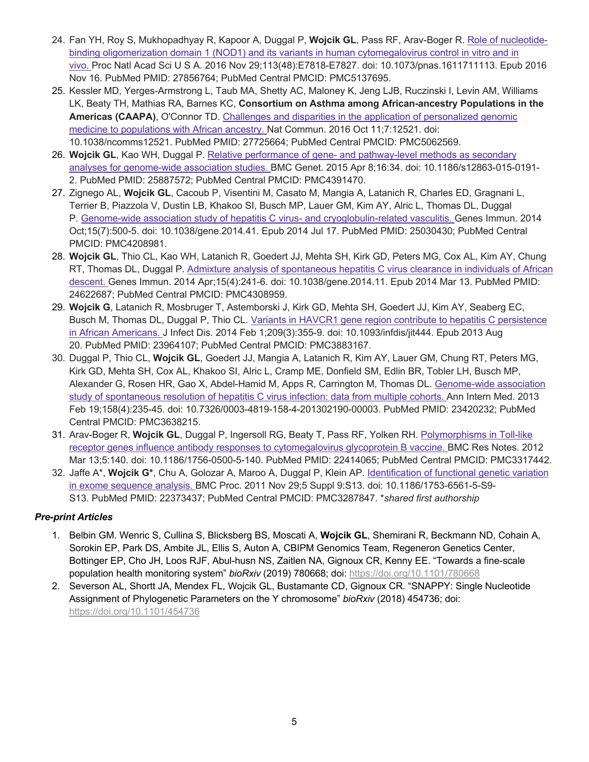24. Fan YH, Roy S, Mukhopadhyay R, Kapoor A, Duggal P, **Wojcik GL**, Pass RF, Arav-Boger R. Role of nucleotide-binding oligomerization domain 1 (NOD1) and its variants in human cytomegalovirus control in vitro and in vivo. Proc Natl Acad Sci U S A. 2016 Nov 29;113(48):E7818-E7827. doi: 10.1073/pnas.1611711113. Epub 2016 Nov 16. PubMed PMID: 27856764; PubMed Central PMCID: PMC5137695.
25. Kessler MD, Yerges-Armstrong L, Taub MA, Shetty AC, Maloney K, Jeng LJB, Ruczinski I, Levin AM, Williams LK, Beaty TH, Mathias RA, Barnes KC, **Consortium on Asthma among African-ancestry Populations in the Americas (CAAPA)**, O'Connor TD. Challenges and disparities in the application of personalized genomic medicine to populations with African ancestry. Nat Commun. 2016 Oct 11;7:12521. doi: 10.1038/ncomms12521. PubMed PMID: 27725664; PubMed Central PMCID: PMC5062569.
26. **Wojcik GL**, Kao WH, Duggal P. Relative performance of gene- and pathway-level methods as secondary analyses for genome-wide association studies. BMC Genet. 2015 Apr 8;16:34. doi: 10.1186/s12863-015-0191-2. PubMed PMID: 25887572; PubMed Central PMCID: PMC4391470.
27. Zignego AL, **Wojcik GL**, Cacoub P, Visentini M, Casato M, Mangia A, Latanich R, Charles ED, Gragnani L, Terrier B, Piazzola V, Dustin LB, Khakoo SI, Busch MP, Lauer GM, Kim AY, Alric L, Thomas DL, Duggal P. Genome-wide association study of hepatitis C virus- and cryoglobulin-related vasculitis. Genes Immun. 2014 Oct;15(7):500-5. doi: 10.1038/gene.2014.41. Epub 2014 Jul 17. PubMed PMID: 25030430; PubMed Central PMCID: PMC4208981.
28. **Wojcik GL**, Thio CL, Kao WH, Latanich R, Goedert JJ, Mehta SH, Kirk GD, Peters MG, Cox AL, Kim AY, Chung RT, Thomas DL, Duggal P. Admixture analysis of spontaneous hepatitis C virus clearance in individuals of African descent. Genes Immun. 2014 Apr;15(4):241-6. doi: 10.1038/gene.2014.11. Epub 2014 Mar 13. PubMed PMID: 24622687; PubMed Central PMCID: PMC4308959.
29. **Wojcik G**, Latanich R, Mosbruger T, Astemborski J, Kirk GD, Mehta SH, Goedert JJ, Kim AY, Seaberg EC, Busch M, Thomas DL, Duggal P, Thio CL. Variants in HAVCR1 gene region contribute to hepatitis C persistence in African Americans. J Infect Dis. 2014 Feb 1;209(3):355-9. doi: 10.1093/infdis/jit444. Epub 2013 Aug 20. PubMed PMID: 23964107; PubMed Central PMCID: PMC3883167.
30. Duggal P, Thio CL, **Wojcik GL**, Goedert JJ, Mangia A, Latanich R, Kim AY, Lauer GM, Chung RT, Peters MG, Kirk GD, Mehta SH, Cox AL, Khakoo SI, Alric L, Cramp ME, Donfield SM, Edlin BR, Tobler LH, Busch MP, Alexander G, Rosen HR, Gao X, Abdel-Hamid M, Apps R, Carrington M, Thomas DL. Genome-wide association study of spontaneous resolution of hepatitis C virus infection: data from multiple cohorts. Ann Intern Med. 2013 Feb 19;158(4):235-45. doi: 10.7326/0003-4819-158-4-201302190-00003. PubMed PMID: 23420232; PubMed Central PMCID: PMC3638215.
31. Arav-Boger R, **Wojcik GL**, Duggal P, Ingersoll RG, Beaty T, Pass RF, Yolken RH. Polymorphisms in Toll-like receptor genes influence antibody responses to cytomegalovirus glycoprotein B vaccine. BMC Res Notes. 2012 Mar 13;5:140. doi: 10.1186/1756-0500-5-140. PubMed PMID: 22414065; PubMed Central PMCID: PMC3317442.
32. Jaffe A*, **Wojcik G***, Chu A, Golozar A, Maroo A, Duggal P, Klein AP. Identification of functional genetic variation in exome sequence analysis. BMC Proc. 2011 Nov 29;5 Suppl 9:S13. doi: 10.1186/1753-6561-5-S9-S13. PubMed PMID: 22373437; PubMed Central PMCID: PMC3287847. **shared first authorship*

### *Pre-print Articles*

1. Belbin GM. Wenric S, Cullina S, Blicksberg BS, Moscati A, **Wojcik GL**, Shemirani R, Beckmann ND, Cohain A, Sorokin EP, Park DS, Ambite JL, Ellis S, Auton A, CBIPM Genomics Team, Regeneron Genetics Center, Bottinger EP, Cho JH, Loos RJF, Abul-husn NS, Zaitlen NA, Gignoux CR, Kenny EE. “Towards a fine-scale population health monitoring system” *bioRxiv* (2019) 780668; doi: https://doi.org/10.1101/780668
2. Severson AL, Shortt JA, Mendex FL, Wojcik GL, Bustamante CD, Gignoux CR. “SNAPPY: Single Nucleotide Assignment of Phylogenetic Parameters on the Y chromosome” *bioRxiv* (2018) 454736; doi: https://doi.org/10.1101/454736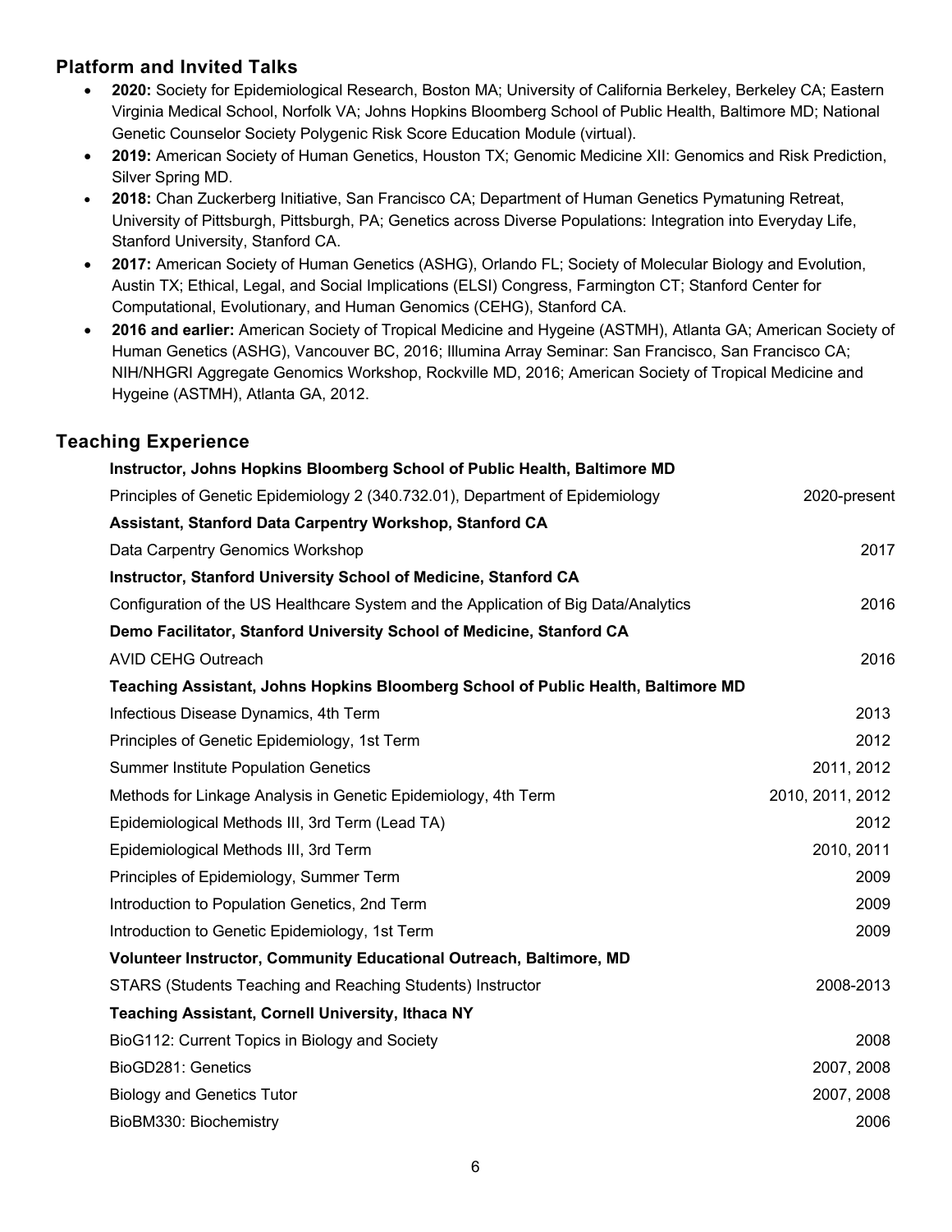## Platform and Invited Talks

- **2020:** Society for Epidemiological Research, Boston MA; University of California Berkeley, Berkeley CA; Eastern Virginia Medical School, Norfolk VA; Johns Hopkins Bloomberg School of Public Health, Baltimore MD; National Genetic Counselor Society Polygenic Risk Score Education Module (virtual).
- **2019:** American Society of Human Genetics, Houston TX; Genomic Medicine XII: Genomics and Risk Prediction, Silver Spring MD.
- **2018:** Chan Zuckerberg Initiative, San Francisco CA; Department of Human Genetics Pymatuning Retreat, University of Pittsburgh, Pittsburgh, PA; Genetics across Diverse Populations: Integration into Everyday Life, Stanford University, Stanford CA.
- **2017:** American Society of Human Genetics (ASHG), Orlando FL; Society of Molecular Biology and Evolution, Austin TX; Ethical, Legal, and Social Implications (ELSI) Congress, Farmington CT; Stanford Center for Computational, Evolutionary, and Human Genomics (CEHG), Stanford CA.
- **2016 and earlier:** American Society of Tropical Medicine and Hygeine (ASTMH), Atlanta GA; American Society of Human Genetics (ASHG), Vancouver BC, 2016; Illumina Array Seminar: San Francisco, San Francisco CA; NIH/NHGRI Aggregate Genomics Workshop, Rockville MD, 2016; American Society of Tropical Medicine and Hygeine (ASTMH), Atlanta GA, 2012.

## Teaching Experience

**Instructor, Johns Hopkins Bloomberg School of Public Health, Baltimore MD**

Principles of Genetic Epidemiology 2 (340.732.01), Department of Epidemiology — 2020-present

**Assistant, Stanford Data Carpentry Workshop, Stanford CA**

Data Carpentry Genomics Workshop — 2017

**Instructor, Stanford University School of Medicine, Stanford CA**

Configuration of the US Healthcare System and the Application of Big Data/Analytics — 2016

**Demo Facilitator, Stanford University School of Medicine, Stanford CA**

AVID CEHG Outreach — 2016

**Teaching Assistant, Johns Hopkins Bloomberg School of Public Health, Baltimore MD**

Infectious Disease Dynamics, 4th Term — 2013

Principles of Genetic Epidemiology, 1st Term — 2012

Summer Institute Population Genetics — 2011, 2012

Methods for Linkage Analysis in Genetic Epidemiology, 4th Term — 2010, 2011, 2012

Epidemiological Methods III, 3rd Term (Lead TA) — 2012

Epidemiological Methods III, 3rd Term — 2010, 2011

Principles of Epidemiology, Summer Term — 2009

Introduction to Population Genetics, 2nd Term — 2009

Introduction to Genetic Epidemiology, 1st Term — 2009

**Volunteer Instructor, Community Educational Outreach, Baltimore, MD**

STARS (Students Teaching and Reaching Students) Instructor — 2008-2013

**Teaching Assistant, Cornell University, Ithaca NY**

BioG112: Current Topics in Biology and Society — 2008

BioGD281: Genetics — 2007, 2008

Biology and Genetics Tutor — 2007, 2008

BioBM330: Biochemistry — 2006